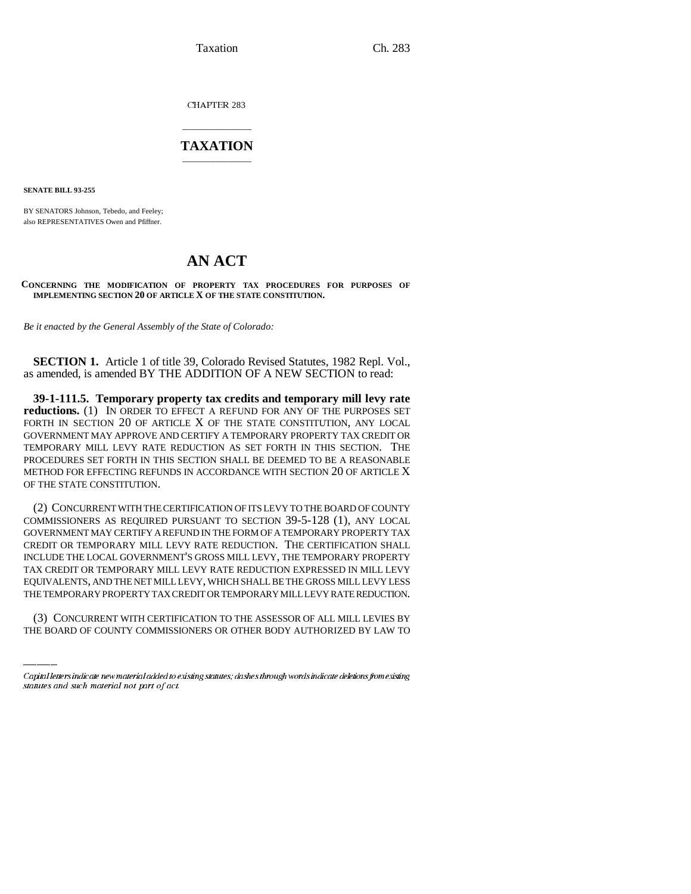CHAPTER 283

# TAXATION

**SENATE BILL 93-255**

BY SENATORS Johnson, Tebedo, and Feeley;
also REPRESENTATIVES Owen and Pfiffner.

# AN ACT

**CONCERNING THE MODIFICATION OF PROPERTY TAX PROCEDURES FOR PURPOSES OF IMPLEMENTING SECTION 20 OF ARTICLE X OF THE STATE CONSTITUTION.**

*Be it enacted by the General Assembly of the State of Colorado:*

**SECTION 1.** Article 1 of title 39, Colorado Revised Statutes, 1982 Repl. Vol., as amended, is amended BY THE ADDITION OF A NEW SECTION to read:

**39-1-111.5. Temporary property tax credits and temporary mill levy rate reductions.** (1) IN ORDER TO EFFECT A REFUND FOR ANY OF THE PURPOSES SET FORTH IN SECTION 20 OF ARTICLE X OF THE STATE CONSTITUTION, ANY LOCAL GOVERNMENT MAY APPROVE AND CERTIFY A TEMPORARY PROPERTY TAX CREDIT OR TEMPORARY MILL LEVY RATE REDUCTION AS SET FORTH IN THIS SECTION. THE PROCEDURES SET FORTH IN THIS SECTION SHALL BE DEEMED TO BE A REASONABLE METHOD FOR EFFECTING REFUNDS IN ACCORDANCE WITH SECTION 20 OF ARTICLE X OF THE STATE CONSTITUTION.

(2) CONCURRENT WITH THE CERTIFICATION OF ITS LEVY TO THE BOARD OF COUNTY COMMISSIONERS AS REQUIRED PURSUANT TO SECTION 39-5-128 (1), ANY LOCAL GOVERNMENT MAY CERTIFY A REFUND IN THE FORM OF A TEMPORARY PROPERTY TAX CREDIT OR TEMPORARY MILL LEVY RATE REDUCTION. THE CERTIFICATION SHALL INCLUDE THE LOCAL GOVERNMENT'S GROSS MILL LEVY, THE TEMPORARY PROPERTY TAX CREDIT OR TEMPORARY MILL LEVY RATE REDUCTION EXPRESSED IN MILL LEVY EQUIVALENTS, AND THE NET MILL LEVY, WHICH SHALL BE THE GROSS MILL LEVY LESS THE TEMPORARY PROPERTY TAX CREDIT OR TEMPORARY MILL LEVY RATE REDUCTION.

(3) CONCURRENT WITH CERTIFICATION TO THE ASSESSOR OF ALL MILL LEVIES BY THE BOARD OF COUNTY COMMISSIONERS OR OTHER BODY AUTHORIZED BY LAW TO

Capital letters indicate new material added to existing statutes; dashes through words indicate deletions from existing statutes and such material not part of act.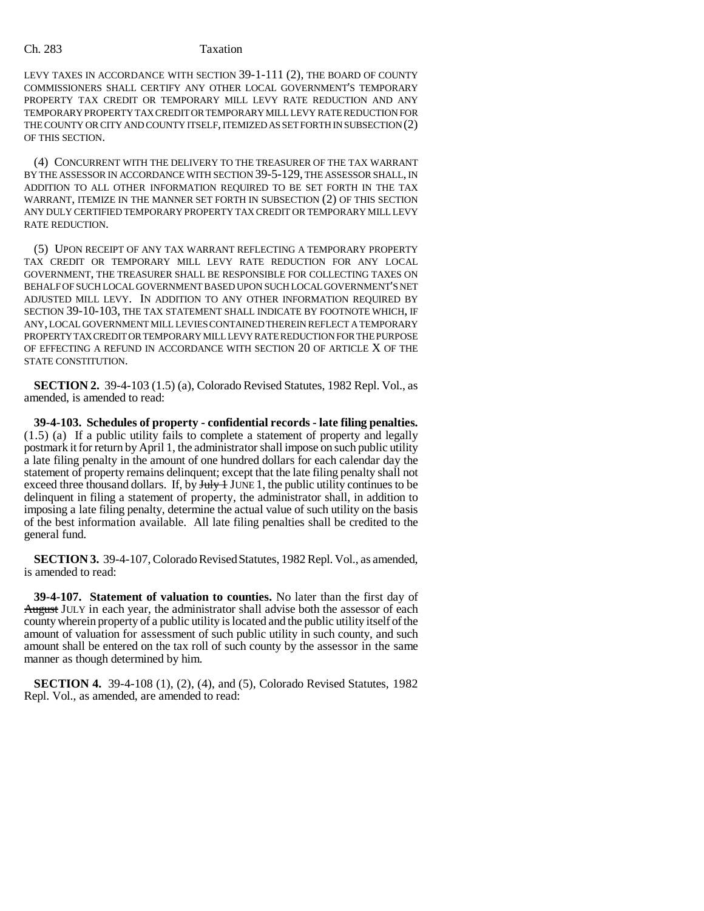LEVY TAXES IN ACCORDANCE WITH SECTION 39-1-111 (2), THE BOARD OF COUNTY COMMISSIONERS SHALL CERTIFY ANY OTHER LOCAL GOVERNMENT'S TEMPORARY PROPERTY TAX CREDIT OR TEMPORARY MILL LEVY RATE REDUCTION AND ANY TEMPORARY PROPERTY TAX CREDIT OR TEMPORARY MILL LEVY RATE REDUCTION FOR THE COUNTY OR CITY AND COUNTY ITSELF, ITEMIZED AS SET FORTH IN SUBSECTION (2) OF THIS SECTION.

(4) CONCURRENT WITH THE DELIVERY TO THE TREASURER OF THE TAX WARRANT BY THE ASSESSOR IN ACCORDANCE WITH SECTION 39-5-129, THE ASSESSOR SHALL, IN ADDITION TO ALL OTHER INFORMATION REQUIRED TO BE SET FORTH IN THE TAX WARRANT, ITEMIZE IN THE MANNER SET FORTH IN SUBSECTION (2) OF THIS SECTION ANY DULY CERTIFIED TEMPORARY PROPERTY TAX CREDIT OR TEMPORARY MILL LEVY RATE REDUCTION.

(5) UPON RECEIPT OF ANY TAX WARRANT REFLECTING A TEMPORARY PROPERTY TAX CREDIT OR TEMPORARY MILL LEVY RATE REDUCTION FOR ANY LOCAL GOVERNMENT, THE TREASURER SHALL BE RESPONSIBLE FOR COLLECTING TAXES ON BEHALF OF SUCH LOCAL GOVERNMENT BASED UPON SUCH LOCAL GOVERNMENT'S NET ADJUSTED MILL LEVY. IN ADDITION TO ANY OTHER INFORMATION REQUIRED BY SECTION 39-10-103, THE TAX STATEMENT SHALL INDICATE BY FOOTNOTE WHICH, IF ANY, LOCAL GOVERNMENT MILL LEVIES CONTAINED THEREIN REFLECT A TEMPORARY PROPERTY TAX CREDIT OR TEMPORARY MILL LEVY RATE REDUCTION FOR THE PURPOSE OF EFFECTING A REFUND IN ACCORDANCE WITH SECTION 20 OF ARTICLE X OF THE STATE CONSTITUTION.

**SECTION 2.** 39-4-103 (1.5) (a), Colorado Revised Statutes, 1982 Repl. Vol., as amended, is amended to read:

**39-4-103. Schedules of property - confidential records - late filing penalties.** (1.5) (a) If a public utility fails to complete a statement of property and legally postmark it for return by April 1, the administrator shall impose on such public utility a late filing penalty in the amount of one hundred dollars for each calendar day the statement of property remains delinquent; except that the late filing penalty shall not exceed three thousand dollars. If, by ~~July 1~~ JUNE 1, the public utility continues to be delinquent in filing a statement of property, the administrator shall, in addition to imposing a late filing penalty, determine the actual value of such utility on the basis of the best information available. All late filing penalties shall be credited to the general fund.

**SECTION 3.** 39-4-107, Colorado Revised Statutes, 1982 Repl. Vol., as amended, is amended to read:

**39-4-107. Statement of valuation to counties.** No later than the first day of ~~August~~ JULY in each year, the administrator shall advise both the assessor of each county wherein property of a public utility is located and the public utility itself of the amount of valuation for assessment of such public utility in such county, and such amount shall be entered on the tax roll of such county by the assessor in the same manner as though determined by him.

**SECTION 4.** 39-4-108 (1), (2), (4), and (5), Colorado Revised Statutes, 1982 Repl. Vol., as amended, are amended to read: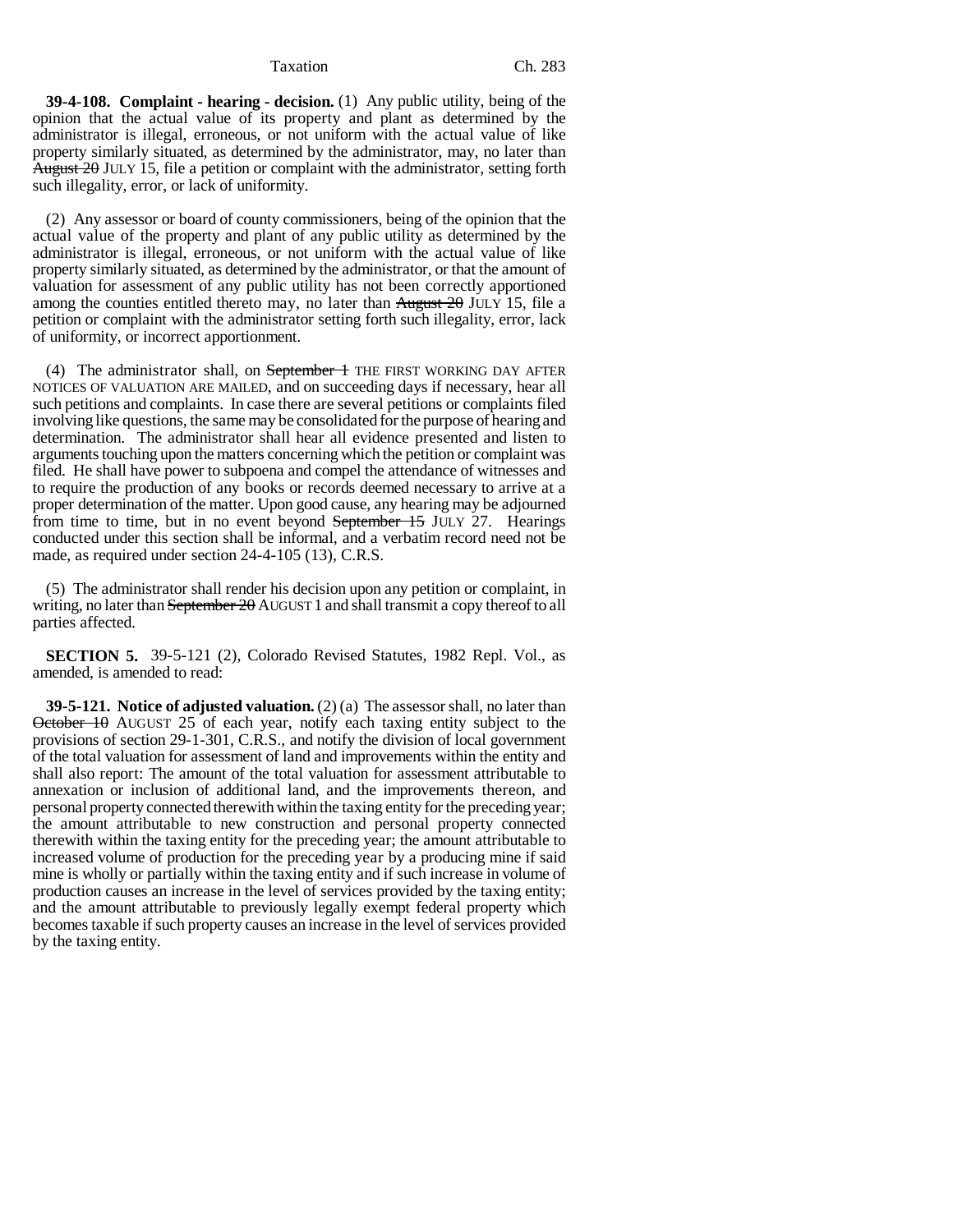**39-4-108. Complaint - hearing - decision.** (1) Any public utility, being of the opinion that the actual value of its property and plant as determined by the administrator is illegal, erroneous, or not uniform with the actual value of like property similarly situated, as determined by the administrator, may, no later than ~~August 20~~ JULY 15, file a petition or complaint with the administrator, setting forth such illegality, error, or lack of uniformity.

(2) Any assessor or board of county commissioners, being of the opinion that the actual value of the property and plant of any public utility as determined by the administrator is illegal, erroneous, or not uniform with the actual value of like property similarly situated, as determined by the administrator, or that the amount of valuation for assessment of any public utility has not been correctly apportioned among the counties entitled thereto may, no later than ~~August 20~~ JULY 15, file a petition or complaint with the administrator setting forth such illegality, error, lack of uniformity, or incorrect apportionment.

(4) The administrator shall, on ~~September 1~~ THE FIRST WORKING DAY AFTER NOTICES OF VALUATION ARE MAILED, and on succeeding days if necessary, hear all such petitions and complaints. In case there are several petitions or complaints filed involving like questions, the same may be consolidated for the purpose of hearing and determination. The administrator shall hear all evidence presented and listen to arguments touching upon the matters concerning which the petition or complaint was filed. He shall have power to subpoena and compel the attendance of witnesses and to require the production of any books or records deemed necessary to arrive at a proper determination of the matter. Upon good cause, any hearing may be adjourned from time to time, but in no event beyond ~~September 15~~ JULY 27. Hearings conducted under this section shall be informal, and a verbatim record need not be made, as required under section 24-4-105 (13), C.R.S.

(5) The administrator shall render his decision upon any petition or complaint, in writing, no later than ~~September 20~~ AUGUST 1 and shall transmit a copy thereof to all parties affected.

**SECTION 5.** 39-5-121 (2), Colorado Revised Statutes, 1982 Repl. Vol., as amended, is amended to read:

**39-5-121. Notice of adjusted valuation.** (2) (a) The assessor shall, no later than ~~October 10~~ AUGUST 25 of each year, notify each taxing entity subject to the provisions of section 29-1-301, C.R.S., and notify the division of local government of the total valuation for assessment of land and improvements within the entity and shall also report: The amount of the total valuation for assessment attributable to annexation or inclusion of additional land, and the improvements thereon, and personal property connected therewith within the taxing entity for the preceding year; the amount attributable to new construction and personal property connected therewith within the taxing entity for the preceding year; the amount attributable to increased volume of production for the preceding year by a producing mine if said mine is wholly or partially within the taxing entity and if such increase in volume of production causes an increase in the level of services provided by the taxing entity; and the amount attributable to previously legally exempt federal property which becomes taxable if such property causes an increase in the level of services provided by the taxing entity.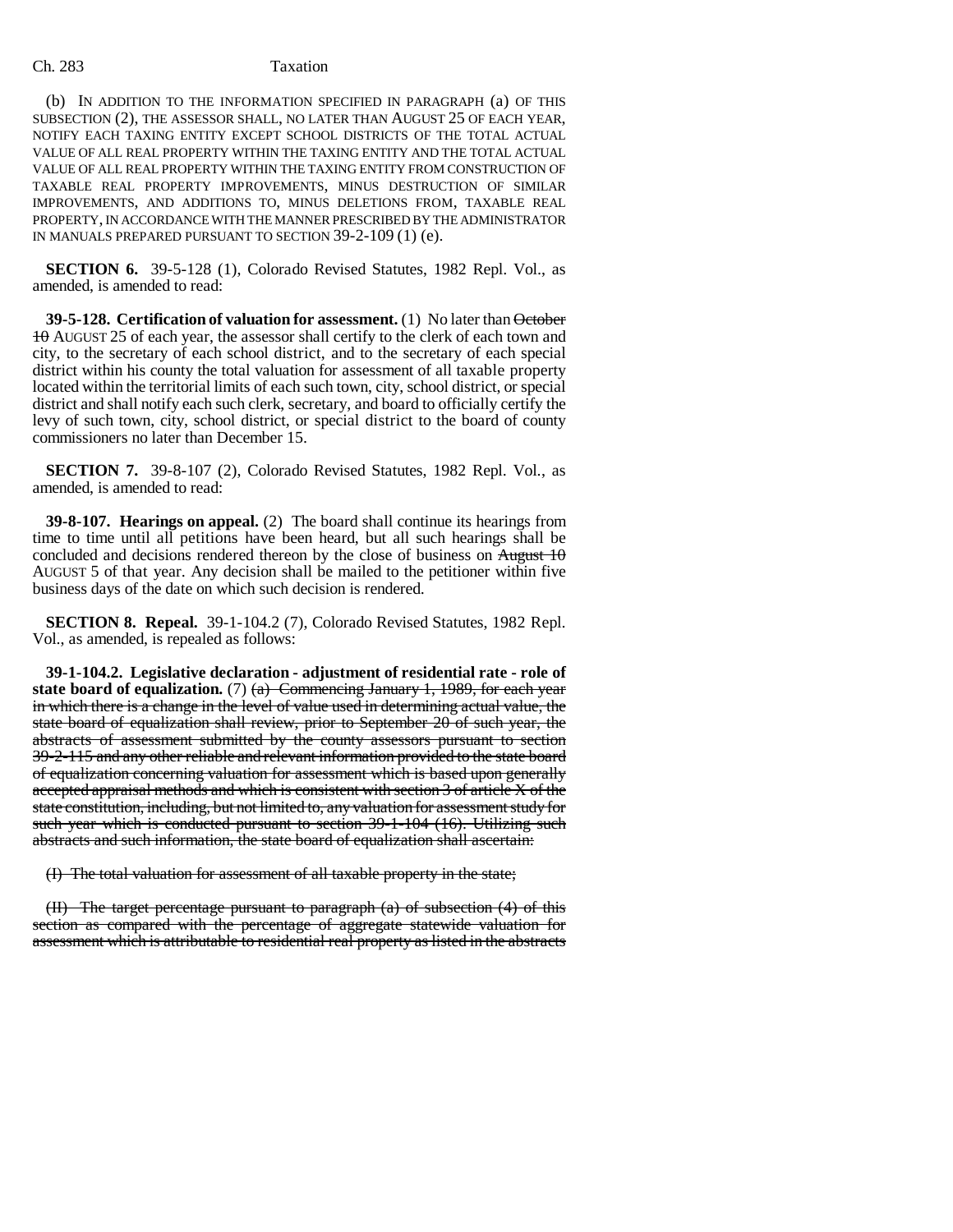(b) IN ADDITION TO THE INFORMATION SPECIFIED IN PARAGRAPH (a) OF THIS SUBSECTION (2), THE ASSESSOR SHALL, NO LATER THAN AUGUST 25 OF EACH YEAR, NOTIFY EACH TAXING ENTITY EXCEPT SCHOOL DISTRICTS OF THE TOTAL ACTUAL VALUE OF ALL REAL PROPERTY WITHIN THE TAXING ENTITY AND THE TOTAL ACTUAL VALUE OF ALL REAL PROPERTY WITHIN THE TAXING ENTITY FROM CONSTRUCTION OF TAXABLE REAL PROPERTY IMPROVEMENTS, MINUS DESTRUCTION OF SIMILAR IMPROVEMENTS, AND ADDITIONS TO, MINUS DELETIONS FROM, TAXABLE REAL PROPERTY, IN ACCORDANCE WITH THE MANNER PRESCRIBED BY THE ADMINISTRATOR IN MANUALS PREPARED PURSUANT TO SECTION 39-2-109 (1) (e).

**SECTION 6.** 39-5-128 (1), Colorado Revised Statutes, 1982 Repl. Vol., as amended, is amended to read:

**39-5-128. Certification of valuation for assessment.** (1) No later than ~~October 10~~ AUGUST 25 of each year, the assessor shall certify to the clerk of each town and city, to the secretary of each school district, and to the secretary of each special district within his county the total valuation for assessment of all taxable property located within the territorial limits of each such town, city, school district, or special district and shall notify each such clerk, secretary, and board to officially certify the levy of such town, city, school district, or special district to the board of county commissioners no later than December 15.

**SECTION 7.** 39-8-107 (2), Colorado Revised Statutes, 1982 Repl. Vol., as amended, is amended to read:

**39-8-107. Hearings on appeal.** (2) The board shall continue its hearings from time to time until all petitions have been heard, but all such hearings shall be concluded and decisions rendered thereon by the close of business on ~~August 10~~ AUGUST 5 of that year. Any decision shall be mailed to the petitioner within five business days of the date on which such decision is rendered.

**SECTION 8. Repeal.** 39-1-104.2 (7), Colorado Revised Statutes, 1982 Repl. Vol., as amended, is repealed as follows:

**39-1-104.2. Legislative declaration - adjustment of residential rate - role of state board of equalization.** (7) ~~(a) Commencing January 1, 1989, for each year in which there is a change in the level of value used in determining actual value, the state board of equalization shall review, prior to September 20 of such year, the abstracts of assessment submitted by the county assessors pursuant to section 39-2-115 and any other reliable and relevant information provided to the state board of equalization concerning valuation for assessment which is based upon generally accepted appraisal methods and which is consistent with section 3 of article X of the state constitution, including, but not limited to, any valuation for assessment study for such year which is conducted pursuant to section 39-1-104 (16). Utilizing such abstracts and such information, the state board of equalization shall ascertain:~~

~~(I) The total valuation for assessment of all taxable property in the state;~~

~~(II) The target percentage pursuant to paragraph (a) of subsection (4) of this section as compared with the percentage of aggregate statewide valuation for assessment which is attributable to residential real property as listed in the abstracts~~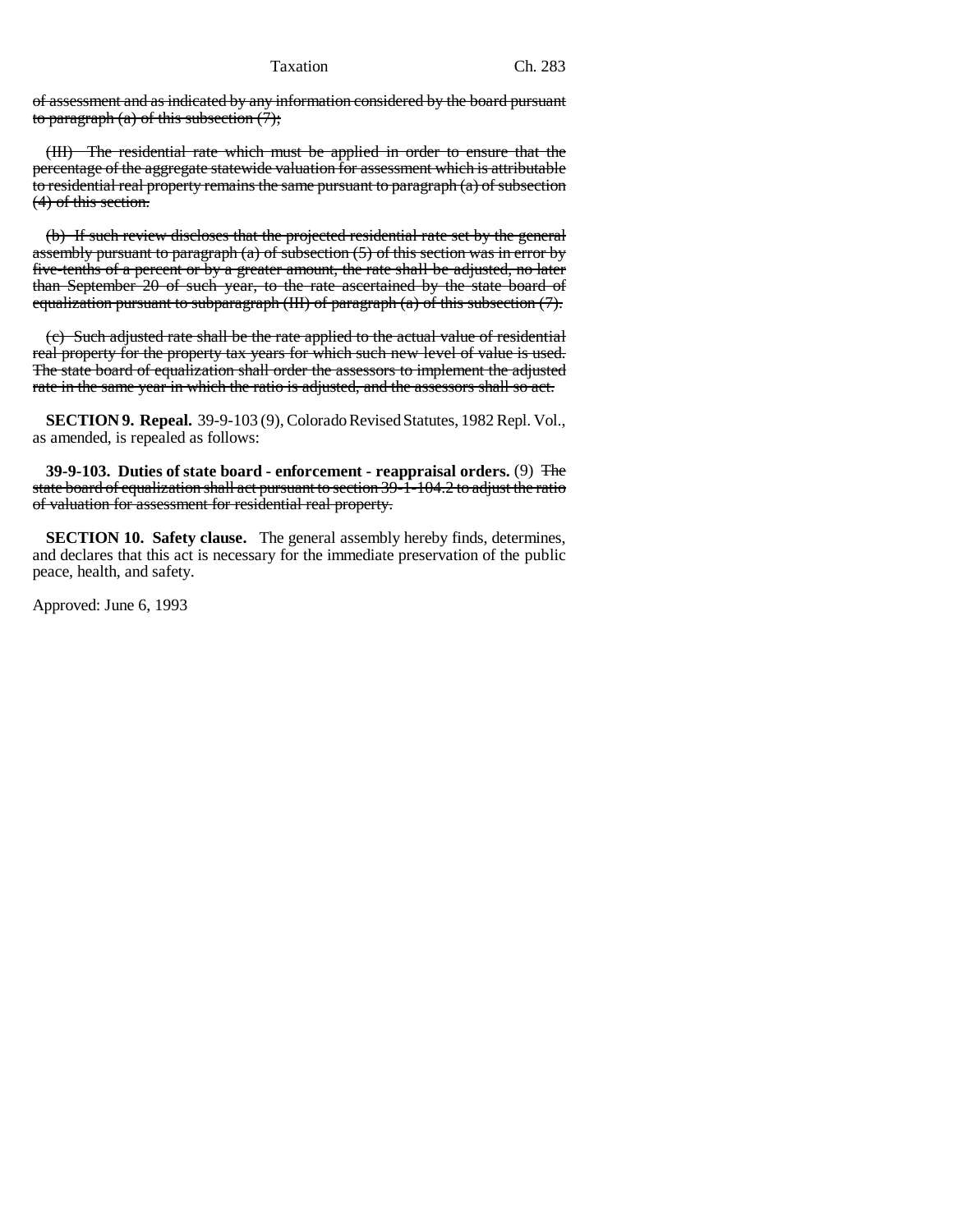~~of assessment and as indicated by any information considered by the board pursuant to paragraph (a) of this subsection (7);~~

~~(III) The residential rate which must be applied in order to ensure that the percentage of the aggregate statewide valuation for assessment which is attributable to residential real property remains the same pursuant to paragraph (a) of subsection (4) of this section.~~

~~(b) If such review discloses that the projected residential rate set by the general assembly pursuant to paragraph (a) of subsection (5) of this section was in error by five-tenths of a percent or by a greater amount, the rate shall be adjusted, no later than September 20 of such year, to the rate ascertained by the state board of equalization pursuant to subparagraph (III) of paragraph (a) of this subsection (7).~~

~~(c) Such adjusted rate shall be the rate applied to the actual value of residential real property for the property tax years for which such new level of value is used. The state board of equalization shall order the assessors to implement the adjusted rate in the same year in which the ratio is adjusted, and the assessors shall so act.~~

**SECTION 9. Repeal.** 39-9-103 (9), Colorado Revised Statutes, 1982 Repl. Vol., as amended, is repealed as follows:

**39-9-103. Duties of state board - enforcement - reappraisal orders.** (9) ~~The state board of equalization shall act pursuant to section 39-1-104.2 to adjust the ratio of valuation for assessment for residential real property.~~

**SECTION 10. Safety clause.** The general assembly hereby finds, determines, and declares that this act is necessary for the immediate preservation of the public peace, health, and safety.

Approved: June 6, 1993